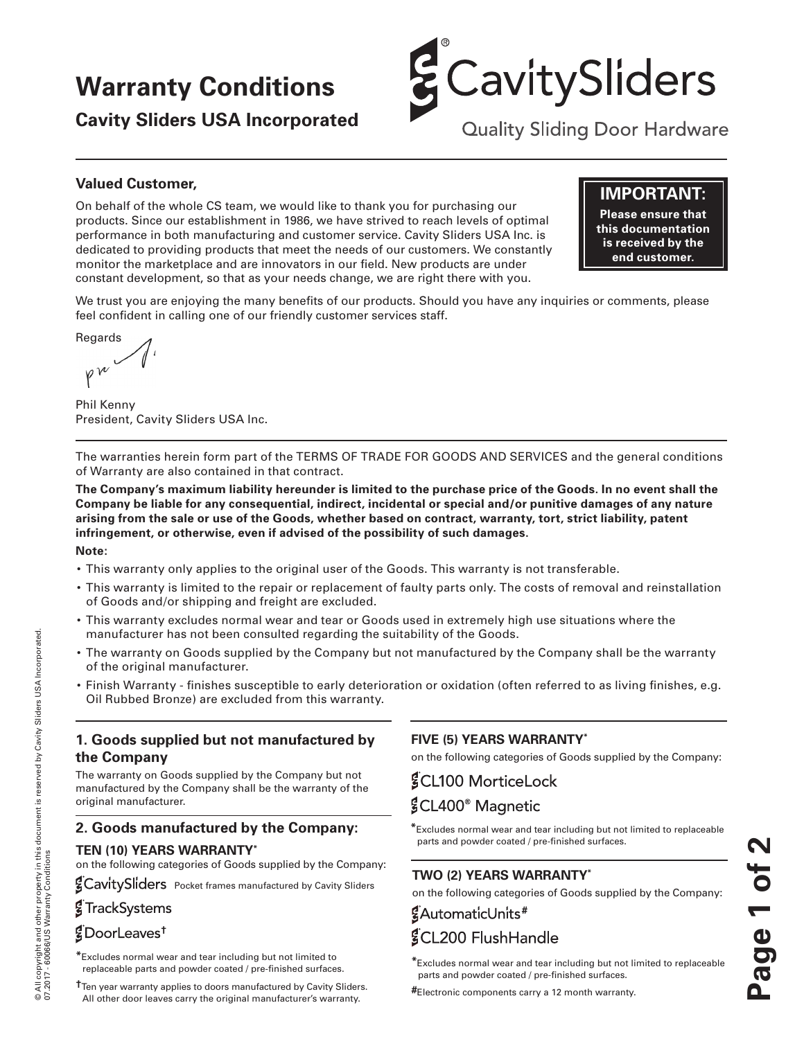# Warranty Conditions

## Cavity Sliders USA Incorporated

CavitySliders®
Quality Sliding Door Hardware

**IMPORTANT:**
**Please ensure that this documentation is received by the end customer.**

**Valued Customer,**

On behalf of the whole CS team, we would like to thank you for purchasing our products. Since our establishment in 1986, we have strived to reach levels of optimal performance in both manufacturing and customer service. Cavity Sliders USA Inc. is dedicated to providing products that meet the needs of our customers. We constantly monitor the marketplace and are innovators in our field. New products are under constant development, so that as your needs change, we are right there with you.

We trust you are enjoying the many benefits of our products. Should you have any inquiries or comments, please feel confident in calling one of our friendly customer services staff.

Regards

Phil Kenny
President, Cavity Sliders USA Inc.

---

The warranties herein form part of the TERMS OF TRADE FOR GOODS AND SERVICES and the general conditions of Warranty are also contained in that contract.

**The Company's maximum liability hereunder is limited to the purchase price of the Goods. In no event shall the Company be liable for any consequential, indirect, incidental or special and/or punitive damages of any nature arising from the sale or use of the Goods, whether based on contract, warranty, tort, strict liability, patent infringement, or otherwise, even if advised of the possibility of such damages.**

**Note:**

- This warranty only applies to the original user of the Goods. This warranty is not transferable.
- This warranty is limited to the repair or replacement of faulty parts only. The costs of removal and reinstallation of Goods and/or shipping and freight are excluded.
- This warranty excludes normal wear and tear or Goods used in extremely high use situations where the manufacturer has not been consulted regarding the suitability of the Goods.
- The warranty on Goods supplied by the Company but not manufactured by the Company shall be the warranty of the original manufacturer.
- Finish Warranty - finishes susceptible to early deterioration or oxidation (often referred to as living finishes, e.g. Oil Rubbed Bronze) are excluded from this warranty.

### 1. Goods supplied but not manufactured by the Company

The warranty on Goods supplied by the Company but not manufactured by the Company shall be the warranty of the original manufacturer.

### 2. Goods manufactured by the Company:

**TEN (10) YEARS WARRANTY***
on the following categories of Goods supplied by the Company:

- CavitySliders — Pocket frames manufactured by Cavity Sliders
- TrackSystems
- DoorLeaves†

*Excludes normal wear and tear including but not limited to replaceable parts and powder coated / pre-finished surfaces.

†Ten year warranty applies to doors manufactured by Cavity Sliders. All other door leaves carry the original manufacturer's warranty.

**FIVE (5) YEARS WARRANTY***
on the following categories of Goods supplied by the Company:

- CL100 MorticeLock
- CL400® Magnetic

*Excludes normal wear and tear including but not limited to replaceable parts and powder coated / pre-finished surfaces.

**TWO (2) YEARS WARRANTY***
on the following categories of Goods supplied by the Company:

- AutomaticUnits#
- CL200 FlushHandle

*Excludes normal wear and tear including but not limited to replaceable parts and powder coated / pre-finished surfaces.

#Electronic components carry a 12 month warranty.

© All copyright and other property in this document is reserved by Cavity Sliders USA Incorporated.
07.2017 - 60066/US Warranty Conditions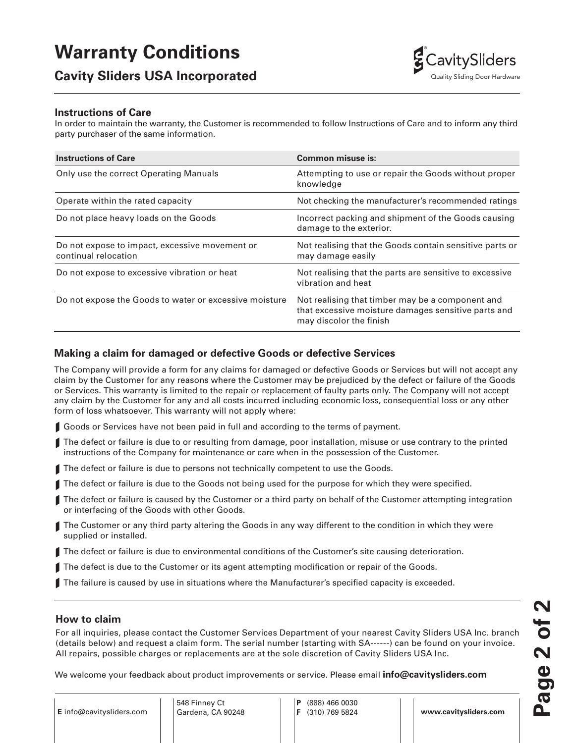# Warranty Conditions

## Cavity Sliders USA Incorporated

CavitySliders
Quality Sliding Door Hardware

### Instructions of Care

In order to maintain the warranty, the Customer is recommended to follow Instructions of Care and to inform any third party purchaser of the same information.

| Instructions of Care | Common misuse is: |
|---|---|
| Only use the correct Operating Manuals | Attempting to use or repair the Goods without proper knowledge |
| Operate within the rated capacity | Not checking the manufacturer's recommended ratings |
| Do not place heavy loads on the Goods | Incorrect packing and shipment of the Goods causing damage to the exterior. |
| Do not expose to impact, excessive movement or continual relocation | Not realising that the Goods contain sensitive parts or may damage easily |
| Do not expose to excessive vibration or heat | Not realising that the parts are sensitive to excessive vibration and heat |
| Do not expose the Goods to water or excessive moisture | Not realising that timber may be a component and that excessive moisture damages sensitive parts and may discolor the finish |

### Making a claim for damaged or defective Goods or defective Services

The Company will provide a form for any claims for damaged or defective Goods or Services but will not accept any claim by the Customer for any reasons where the Customer may be prejudiced by the defect or failure of the Goods or Services. This warranty is limited to the repair or replacement of faulty parts only. The Company will not accept any claim by the Customer for any and all costs incurred including economic loss, consequential loss or any other form of loss whatsoever. This warranty will not apply where:

- Goods or Services have not been paid in full and according to the terms of payment.
- The defect or failure is due to or resulting from damage, poor installation, misuse or use contrary to the printed instructions of the Company for maintenance or care when in the possession of the Customer.
- The defect or failure is due to persons not technically competent to use the Goods.
- The defect or failure is due to the Goods not being used for the purpose for which they were specified.
- The defect or failure is caused by the Customer or a third party on behalf of the Customer attempting integration or interfacing of the Goods with other Goods.
- The Customer or any third party altering the Goods in any way different to the condition in which they were supplied or installed.
- The defect or failure is due to environmental conditions of the Customer's site causing deterioration.
- The defect is due to the Customer or its agent attempting modification or repair of the Goods.
- The failure is caused by use in situations where the Manufacturer's specified capacity is exceeded.

### How to claim

For all inquiries, please contact the Customer Services Department of your nearest Cavity Sliders USA Inc. branch (details below) and request a claim form. The serial number (starting with SA------) can be found on your invoice. All repairs, possible charges or replacements are at the sole discretion of Cavity Sliders USA Inc.

We welcome your feedback about product improvements or service. Please email **info@cavitysliders.com**

| | | | |
|---|---|---|---|
| **E** info@cavitysliders.com | 548 Finney Ct<br>Gardena, CA 90248 | **P** (888) 466 0030<br>**F** (310) 769 5824 | **www.cavitysliders.com** |